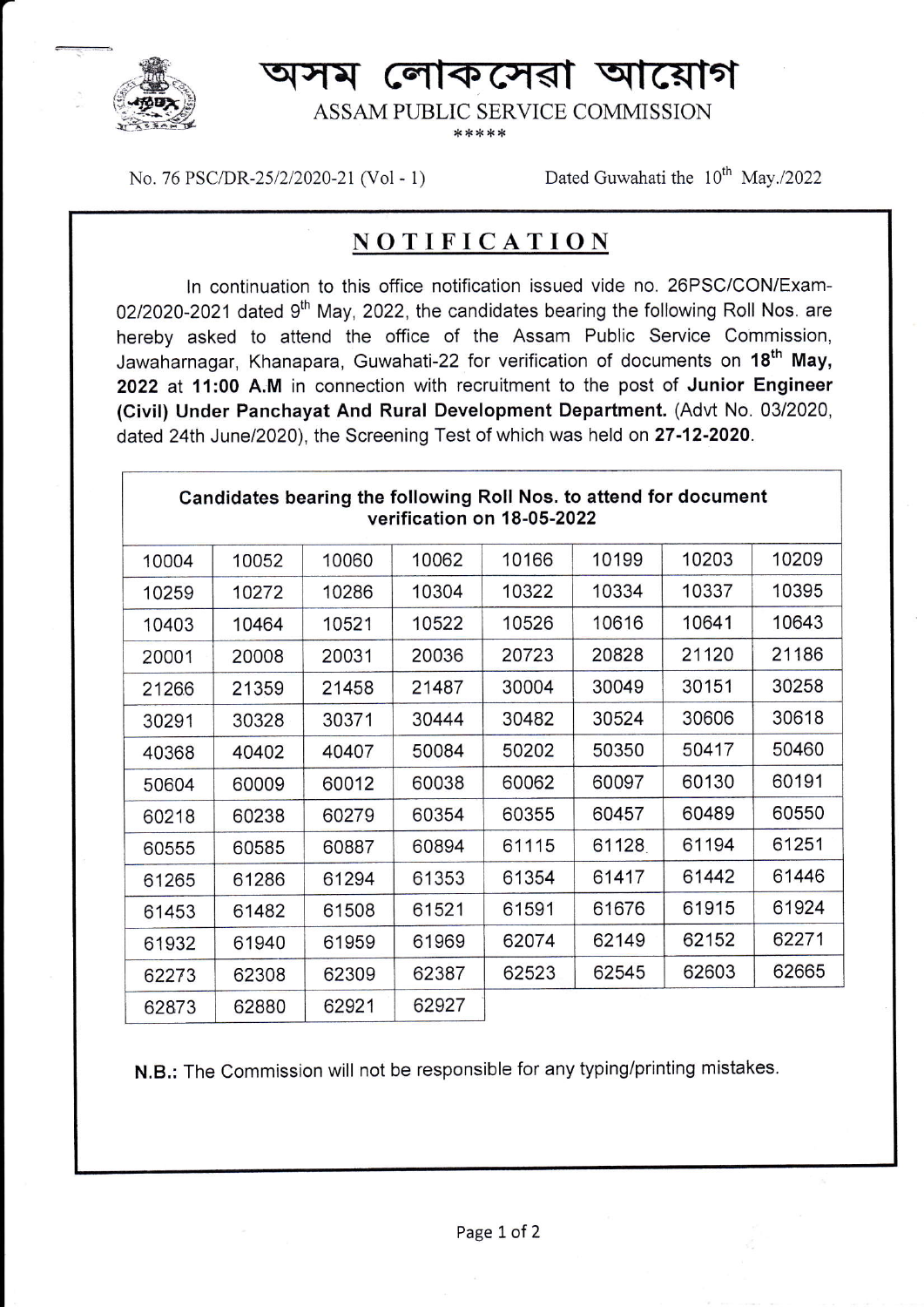# অসম লোকসেৱা আয়োগ

ASSAM PUBLIC SERVICE COMMISSION

\*\*\*\*\*

No. 76 PSC/DR-25/2/2020-21 (Vol - 1)

Dated Guwahati the 10th May./2022

## NOTIFICATION

In continuation to this office notification issued vide no. 26PSC/CON/Exam-02/2020-2021 dated 9th May, 2022, the candidates bearing the following Roll Nos. are hereby asked to attend the office of the Assam Public Service Commission, Jawaharnagar, Khanapara, Guwahati-22 for verification of documents on **18th May, 2022** at **11:00 A.M** in connection with recruitment to the post of **Junior Engineer (Civil) Under Panchayat And Rural Development Department.** (Advt No. 03/2020, dated 24th June/2020), the Screening Test of which was held on **27-12-2020**.

**Candidates bearing the following Roll Nos. to attend for document verification on 18-05-2022**

| | | | | | | | |
|---|---|---|---|---|---|---|---|
| 10004 | 10052 | 10060 | 10062 | 10166 | 10199 | 10203 | 10209 |
| 10259 | 10272 | 10286 | 10304 | 10322 | 10334 | 10337 | 10395 |
| 10403 | 10464 | 10521 | 10522 | 10526 | 10616 | 10641 | 10643 |
| 20001 | 20008 | 20031 | 20036 | 20723 | 20828 | 21120 | 21186 |
| 21266 | 21359 | 21458 | 21487 | 30004 | 30049 | 30151 | 30258 |
| 30291 | 30328 | 30371 | 30444 | 30482 | 30524 | 30606 | 30618 |
| 40368 | 40402 | 40407 | 50084 | 50202 | 50350 | 50417 | 50460 |
| 50604 | 60009 | 60012 | 60038 | 60062 | 60097 | 60130 | 60191 |
| 60218 | 60238 | 60279 | 60354 | 60355 | 60457 | 60489 | 60550 |
| 60555 | 60585 | 60887 | 60894 | 61115 | 61128 | 61194 | 61251 |
| 61265 | 61286 | 61294 | 61353 | 61354 | 61417 | 61442 | 61446 |
| 61453 | 61482 | 61508 | 61521 | 61591 | 61676 | 61915 | 61924 |
| 61932 | 61940 | 61959 | 61969 | 62074 | 62149 | 62152 | 62271 |
| 62273 | 62308 | 62309 | 62387 | 62523 | 62545 | 62603 | 62665 |
| 62873 | 62880 | 62921 | 62927 | | | | |

**N.B.:** The Commission will not be responsible for any typing/printing mistakes.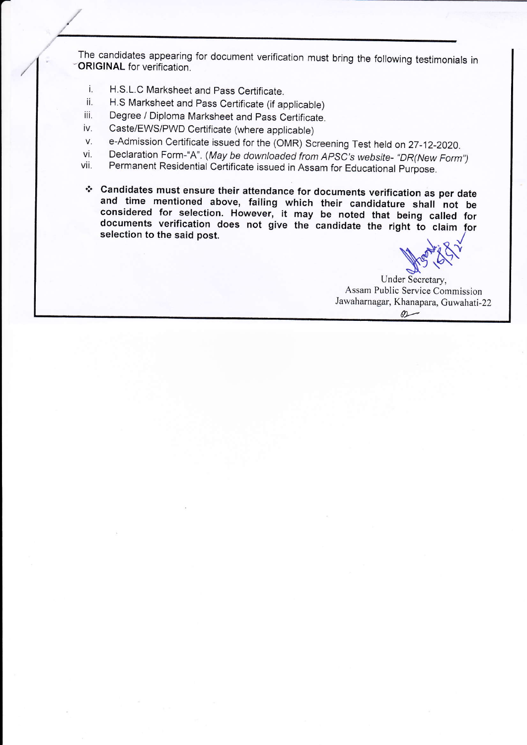The candidates appearing for document verification must bring the following testimonials in **ORIGINAL** for verification.

i. H.S.L.C Marksheet and Pass Certificate.
ii. H.S Marksheet and Pass Certificate (if applicable)
iii. Degree / Diploma Marksheet and Pass Certificate.
iv. Caste/EWS/PWD Certificate (where applicable)
v. e-Admission Certificate issued for the (OMR) Screening Test held on 27-12-2020.
vi. Declaration Form-"A". (*May be downloaded from APSC's website- "DR(New Form")*)
vii. Permanent Residential Certificate issued in Assam for Educational Purpose.

- **Candidates must ensure their attendance for documents verification as per date and time mentioned above, failing which their candidature shall not be considered for selection. However, it may be noted that being called for documents verification does not give the candidate the right to claim for selection to the said post.**

Under Secretary,
Assam Public Service Commission
Jawaharnagar, Khanapara, Guwahati-22